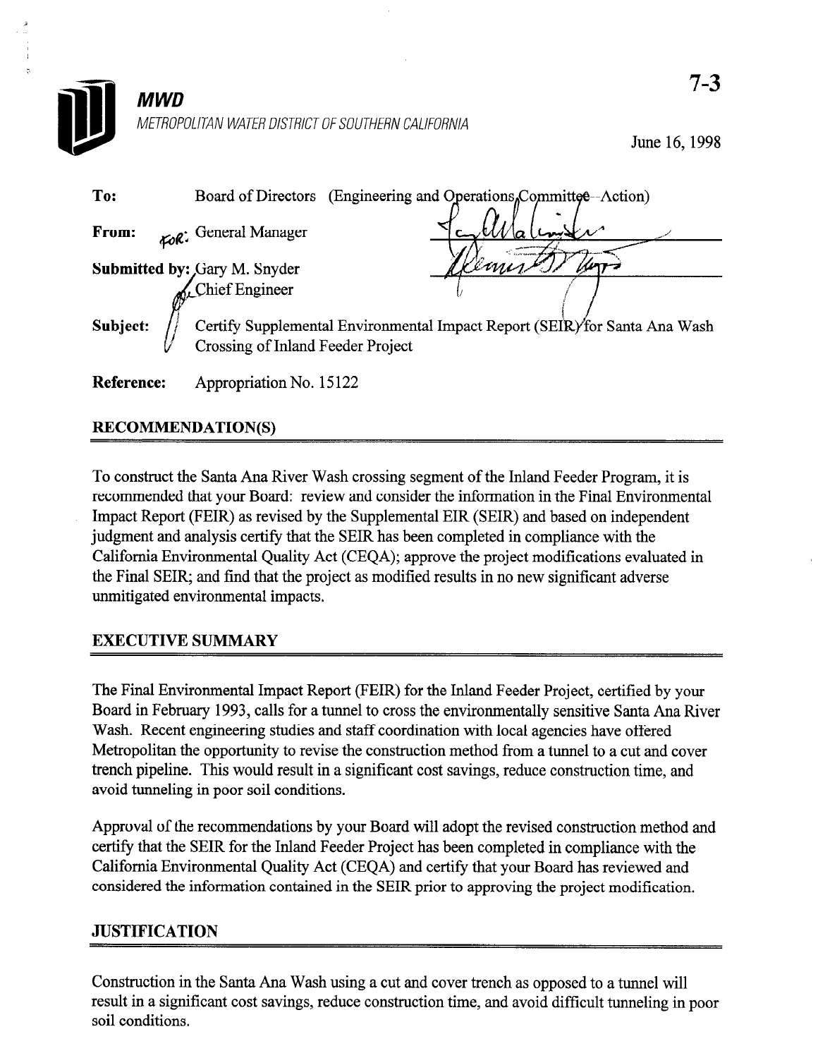# MWD

*METROPOLITAN WATER DISTRICT OF SOUTHERN CALIFORNIA*

7-3

June 16, 1998

**To:** Board of Directors (Engineering and Operations Committee--Action)

**From:** FOR: General Manager

**Submitted by:** Gary M. Snyder, Chief Engineer

**Subject:** Certify Supplemental Environmental Impact Report (SEIR) for Santa Ana Wash Crossing of Inland Feeder Project

**Reference:** Appropriation No. 15122

## RECOMMENDATION(S)

To construct the Santa Ana River Wash crossing segment of the Inland Feeder Program, it is recommended that your Board: review and consider the information in the Final Environmental Impact Report (FEIR) as revised by the Supplemental EIR (SEIR) and based on independent judgment and analysis certify that the SEIR has been completed in compliance with the California Environmental Quality Act (CEQA); approve the project modifications evaluated in the Final SEIR; and find that the project as modified results in no new significant adverse unmitigated environmental impacts.

## EXECUTIVE SUMMARY

The Final Environmental Impact Report (FEIR) for the Inland Feeder Project, certified by your Board in February 1993, calls for a tunnel to cross the environmentally sensitive Santa Ana River Wash. Recent engineering studies and staff coordination with local agencies have offered Metropolitan the opportunity to revise the construction method from a tunnel to a cut and cover trench pipeline. This would result in a significant cost savings, reduce construction time, and avoid tunneling in poor soil conditions.

Approval of the recommendations by your Board will adopt the revised construction method and certify that the SEIR for the Inland Feeder Project has been completed in compliance with the California Environmental Quality Act (CEQA) and certify that your Board has reviewed and considered the information contained in the SEIR prior to approving the project modification.

## JUSTIFICATION

Construction in the Santa Ana Wash using a cut and cover trench as opposed to a tunnel will result in a significant cost savings, reduce construction time, and avoid difficult tunneling in poor soil conditions.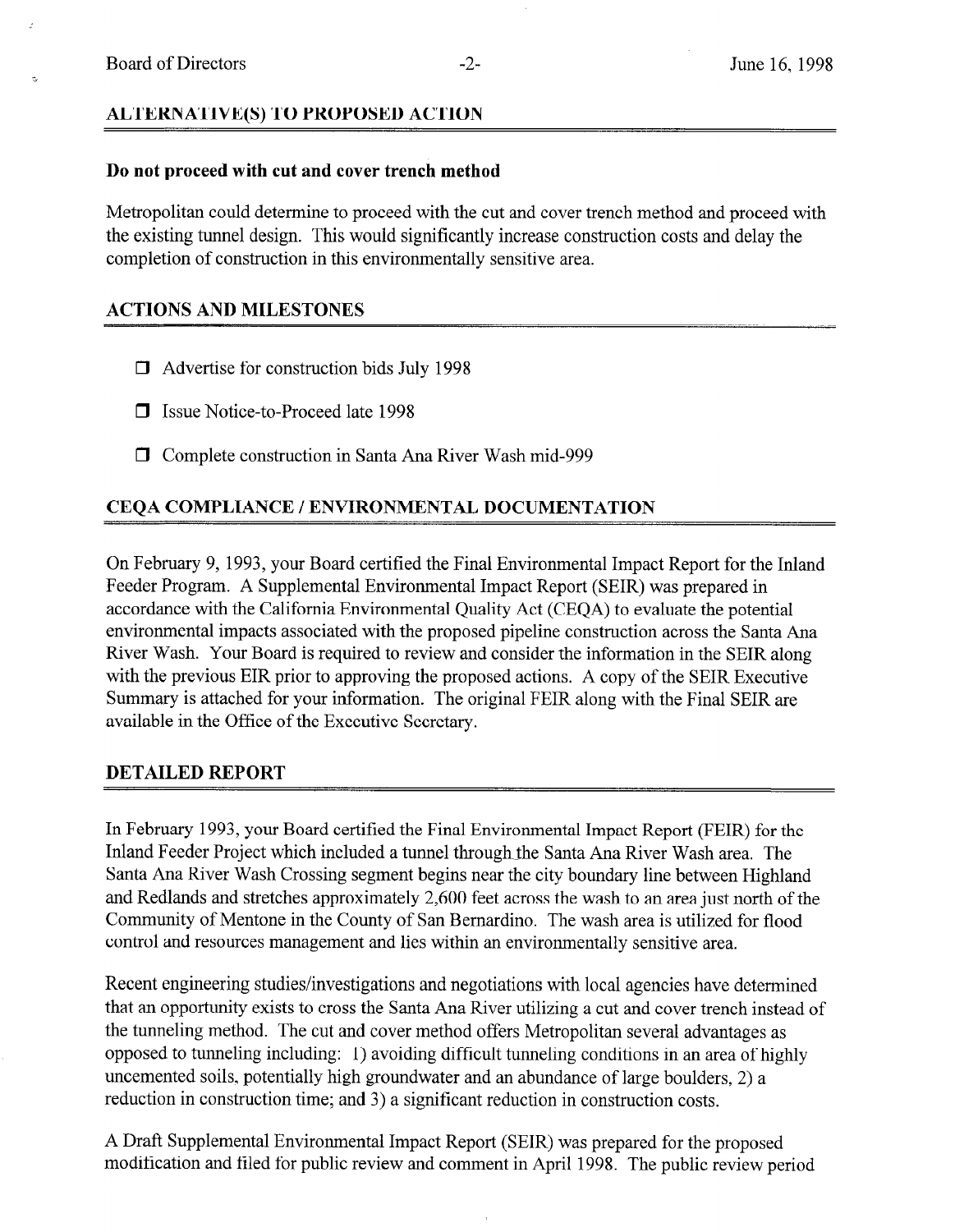## ALTERNATIVE(S) TO PROPOSED ACTION

**Do not proceed with cut and cover trench method**

Metropolitan could determine to proceed with the cut and cover trench method and proceed with the existing tunnel design. This would significantly increase construction costs and delay the completion of construction in this environmentally sensitive area.

## ACTIONS AND MILESTONES

- ❒ Advertise for construction bids July 1998
- ❒ Issue Notice-to-Proceed late 1998
- ❒ Complete construction in Santa Ana River Wash mid-999

## CEQA COMPLIANCE / ENVIRONMENTAL DOCUMENTATION

On February 9, 1993, your Board certified the Final Environmental Impact Report for the Inland Feeder Program. A Supplemental Environmental Impact Report (SEIR) was prepared in accordance with the California Environmental Quality Act (CEQA) to evaluate the potential environmental impacts associated with the proposed pipeline construction across the Santa Ana River Wash. Your Board is required to review and consider the information in the SEIR along with the previous EIR prior to approving the proposed actions. A copy of the SEIR Executive Summary is attached for your information. The original FEIR along with the Final SEIR are available in the Office of the Executive Secretary.

## DETAILED REPORT

In February 1993, your Board certified the Final Environmental Impact Report (FEIR) for the Inland Feeder Project which included a tunnel through the Santa Ana River Wash area. The Santa Ana River Wash Crossing segment begins near the city boundary line between Highland and Redlands and stretches approximately 2,600 feet across the wash to an area just north of the Community of Mentone in the County of San Bernardino. The wash area is utilized for flood control and resources management and lies within an environmentally sensitive area.

Recent engineering studies/investigations and negotiations with local agencies have determined that an opportunity exists to cross the Santa Ana River utilizing a cut and cover trench instead of the tunneling method. The cut and cover method offers Metropolitan several advantages as opposed to tunneling including: 1) avoiding difficult tunneling conditions in an area of highly uncemented soils, potentially high groundwater and an abundance of large boulders, 2) a reduction in construction time; and 3) a significant reduction in construction costs.

A Draft Supplemental Environmental Impact Report (SEIR) was prepared for the proposed modification and filed for public review and comment in April 1998. The public review period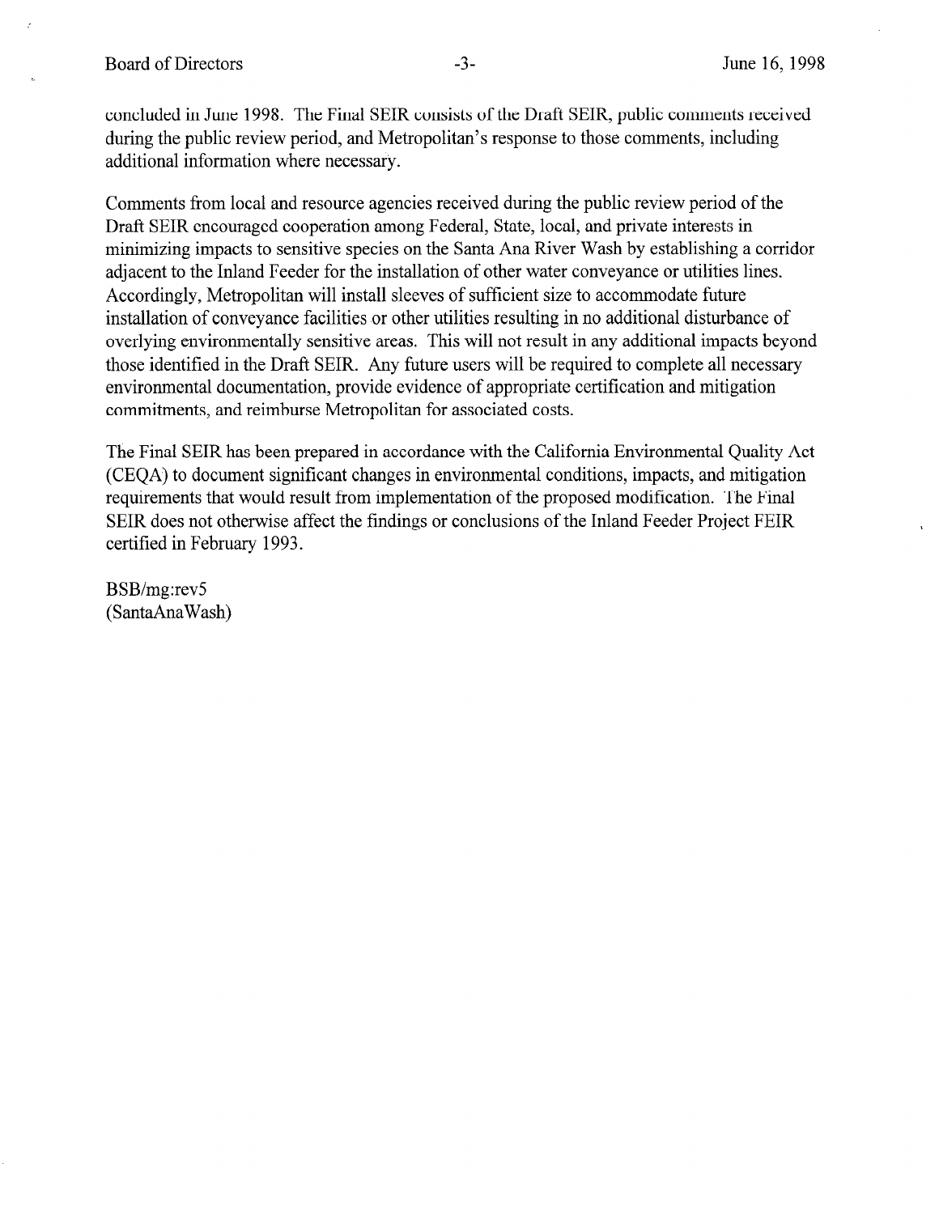concluded in June 1998. The Final SEIR consists of the Draft SEIR, public comments received during the public review period, and Metropolitan's response to those comments, including additional information where necessary.

Comments from local and resource agencies received during the public review period of the Draft SEIR encouraged cooperation among Federal, State, local, and private interests in minimizing impacts to sensitive species on the Santa Ana River Wash by establishing a corridor adjacent to the Inland Feeder for the installation of other water conveyance or utilities lines. Accordingly, Metropolitan will install sleeves of sufficient size to accommodate future installation of conveyance facilities or other utilities resulting in no additional disturbance of overlying environmentally sensitive areas. This will not result in any additional impacts beyond those identified in the Draft SEIR. Any future users will be required to complete all necessary environmental documentation, provide evidence of appropriate certification and mitigation commitments, and reimburse Metropolitan for associated costs.

The Final SEIR has been prepared in accordance with the California Environmental Quality Act (CEQA) to document significant changes in environmental conditions, impacts, and mitigation requirements that would result from implementation of the proposed modification. The Final SEIR does not otherwise affect the findings or conclusions of the Inland Feeder Project FEIR certified in February 1993.

BSB/mg:rev5
(SantaAnaWash)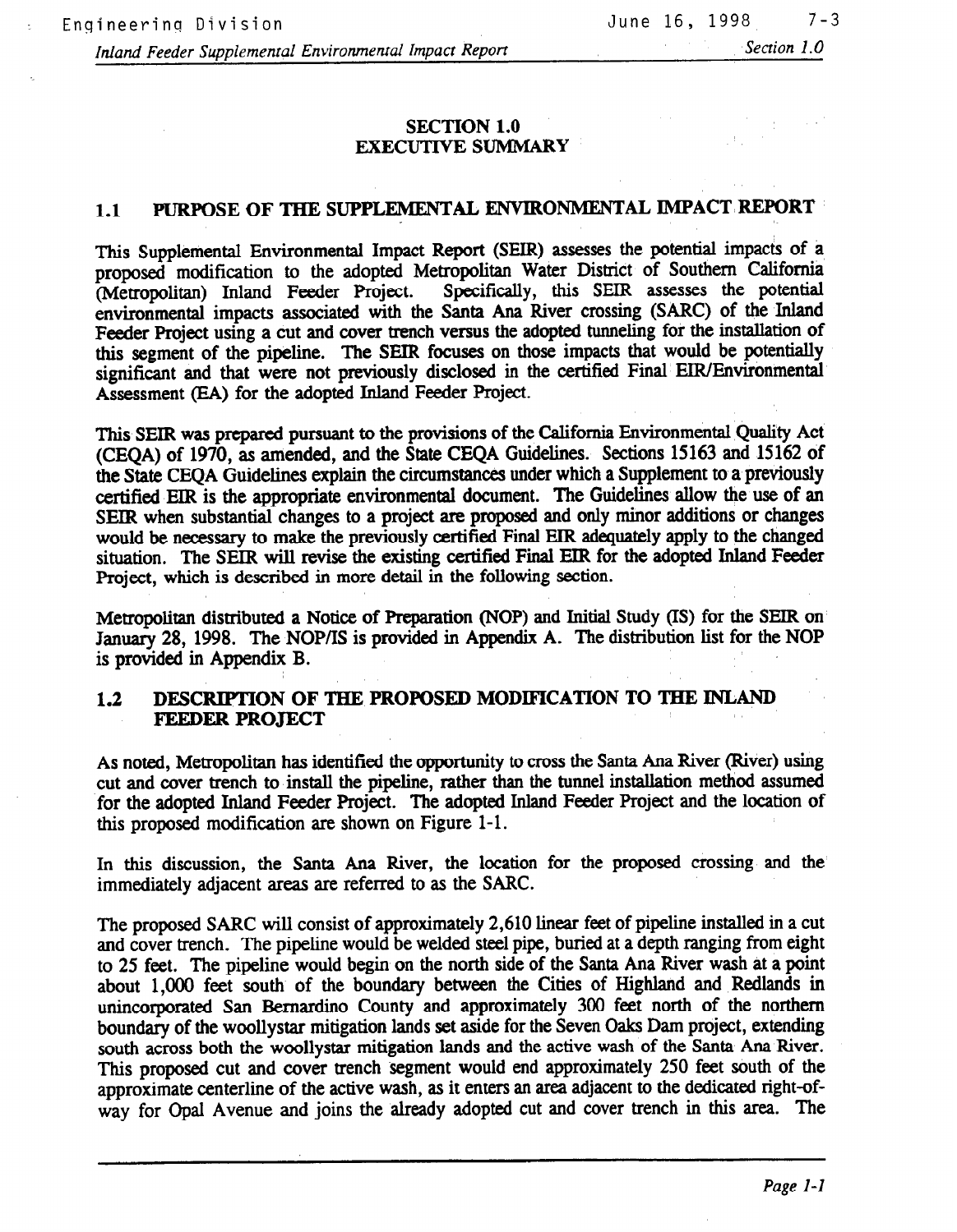# SECTION 1.0
# EXECUTIVE SUMMARY

## 1.1 PURPOSE OF THE SUPPLEMENTAL ENVIRONMENTAL IMPACT REPORT

This Supplemental Environmental Impact Report (SEIR) assesses the potential impacts of a proposed modification to the adopted Metropolitan Water District of Southern California (Metropolitan) Inland Feeder Project. Specifically, this SEIR assesses the potential environmental impacts associated with the Santa Ana River crossing (SARC) of the Inland Feeder Project using a cut and cover trench versus the adopted tunneling for the installation of this segment of the pipeline. The SEIR focuses on those impacts that would be potentially significant and that were not previously disclosed in the certified Final EIR/Environmental Assessment (EA) for the adopted Inland Feeder Project.

This SEIR was prepared pursuant to the provisions of the California Environmental Quality Act (CEQA) of 1970, as amended, and the State CEQA Guidelines. Sections 15163 and 15162 of the State CEQA Guidelines explain the circumstances under which a Supplement to a previously certified EIR is the appropriate environmental document. The Guidelines allow the use of an SEIR when substantial changes to a project are proposed and only minor additions or changes would be necessary to make the previously certified Final EIR adequately apply to the changed situation. The SEIR will revise the existing certified Final EIR for the adopted Inland Feeder Project, which is described in more detail in the following section.

Metropolitan distributed a Notice of Preparation (NOP) and Initial Study (IS) for the SEIR on January 28, 1998. The NOP/IS is provided in Appendix A. The distribution list for the NOP is provided in Appendix B.

## 1.2 DESCRIPTION OF THE PROPOSED MODIFICATION TO THE INLAND FEEDER PROJECT

As noted, Metropolitan has identified the opportunity to cross the Santa Ana River (River) using cut and cover trench to install the pipeline, rather than the tunnel installation method assumed for the adopted Inland Feeder Project. The adopted Inland Feeder Project and the location of this proposed modification are shown on Figure 1-1.

In this discussion, the Santa Ana River, the location for the proposed crossing and the immediately adjacent areas are referred to as the SARC.

The proposed SARC will consist of approximately 2,610 linear feet of pipeline installed in a cut and cover trench. The pipeline would be welded steel pipe, buried at a depth ranging from eight to 25 feet. The pipeline would begin on the north side of the Santa Ana River wash at a point about 1,000 feet south of the boundary between the Cities of Highland and Redlands in unincorporated San Bernardino County and approximately 300 feet north of the northern boundary of the woollystar mitigation lands set aside for the Seven Oaks Dam project, extending south across both the woollystar mitigation lands and the active wash of the Santa Ana River. This proposed cut and cover trench segment would end approximately 250 feet south of the approximate centerline of the active wash, as it enters an area adjacent to the dedicated right-of-way for Opal Avenue and joins the already adopted cut and cover trench in this area. The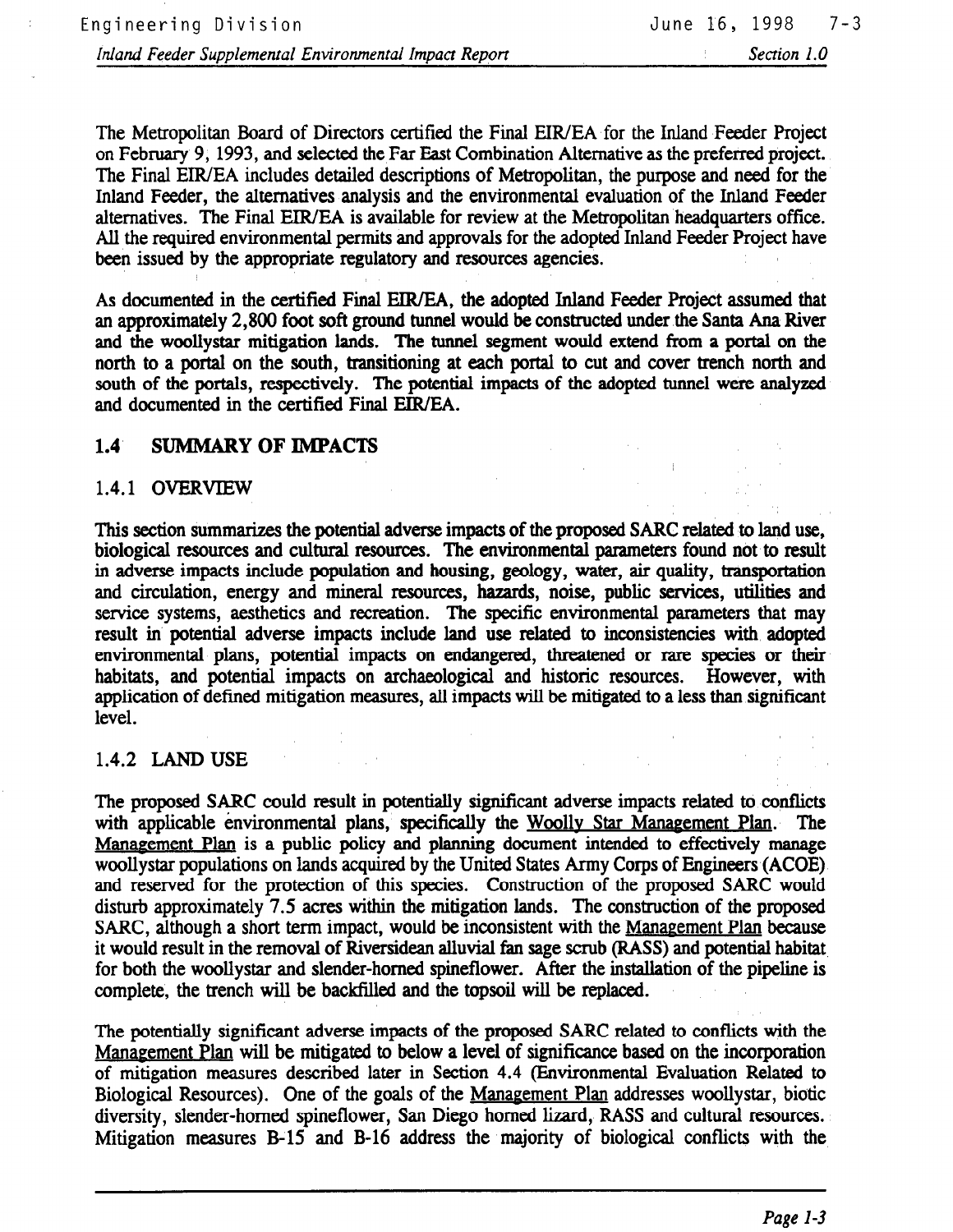The Metropolitan Board of Directors certified the Final EIR/EA for the Inland Feeder Project on February 9, 1993, and selected the Far East Combination Alternative as the preferred project. The Final EIR/EA includes detailed descriptions of Metropolitan, the purpose and need for the Inland Feeder, the alternatives analysis and the environmental evaluation of the Inland Feeder alternatives. The Final EIR/EA is available for review at the Metropolitan headquarters office. All the required environmental permits and approvals for the adopted Inland Feeder Project have been issued by the appropriate regulatory and resources agencies.

As documented in the certified Final EIR/EA, the adopted Inland Feeder Project assumed that an approximately 2,800 foot soft ground tunnel would be constructed under the Santa Ana River and the woollystar mitigation lands. The tunnel segment would extend from a portal on the north to a portal on the south, transitioning at each portal to cut and cover trench north and south of the portals, respectively. The potential impacts of the adopted tunnel were analyzed and documented in the certified Final EIR/EA.

## 1.4 SUMMARY OF IMPACTS

### 1.4.1 OVERVIEW

This section summarizes the potential adverse impacts of the proposed SARC related to land use, biological resources and cultural resources. The environmental parameters found not to result in adverse impacts include population and housing, geology, water, air quality, transportation and circulation, energy and mineral resources, hazards, noise, public services, utilities and service systems, aesthetics and recreation. The specific environmental parameters that may result in potential adverse impacts include land use related to inconsistencies with adopted environmental plans, potential impacts on endangered, threatened or rare species or their habitats, and potential impacts on archaeological and historic resources. However, with application of defined mitigation measures, all impacts will be mitigated to a less than significant level.

### 1.4.2 LAND USE

The proposed SARC could result in potentially significant adverse impacts related to conflicts with applicable environmental plans, specifically the Woolly Star Management Plan. The Management Plan is a public policy and planning document intended to effectively manage woollystar populations on lands acquired by the United States Army Corps of Engineers (ACOE) and reserved for the protection of this species. Construction of the proposed SARC would disturb approximately 7.5 acres within the mitigation lands. The construction of the proposed SARC, although a short term impact, would be inconsistent with the Management Plan because it would result in the removal of Riversidean alluvial fan sage scrub (RASS) and potential habitat for both the woollystar and slender-horned spineflower. After the installation of the pipeline is complete, the trench will be backfilled and the topsoil will be replaced.

The potentially significant adverse impacts of the proposed SARC related to conflicts with the Management Plan will be mitigated to below a level of significance based on the incorporation of mitigation measures described later in Section 4.4 (Environmental Evaluation Related to Biological Resources). One of the goals of the Management Plan addresses woollystar, biotic diversity, slender-horned spineflower, San Diego horned lizard, RASS and cultural resources. Mitigation measures B-15 and B-16 address the majority of biological conflicts with the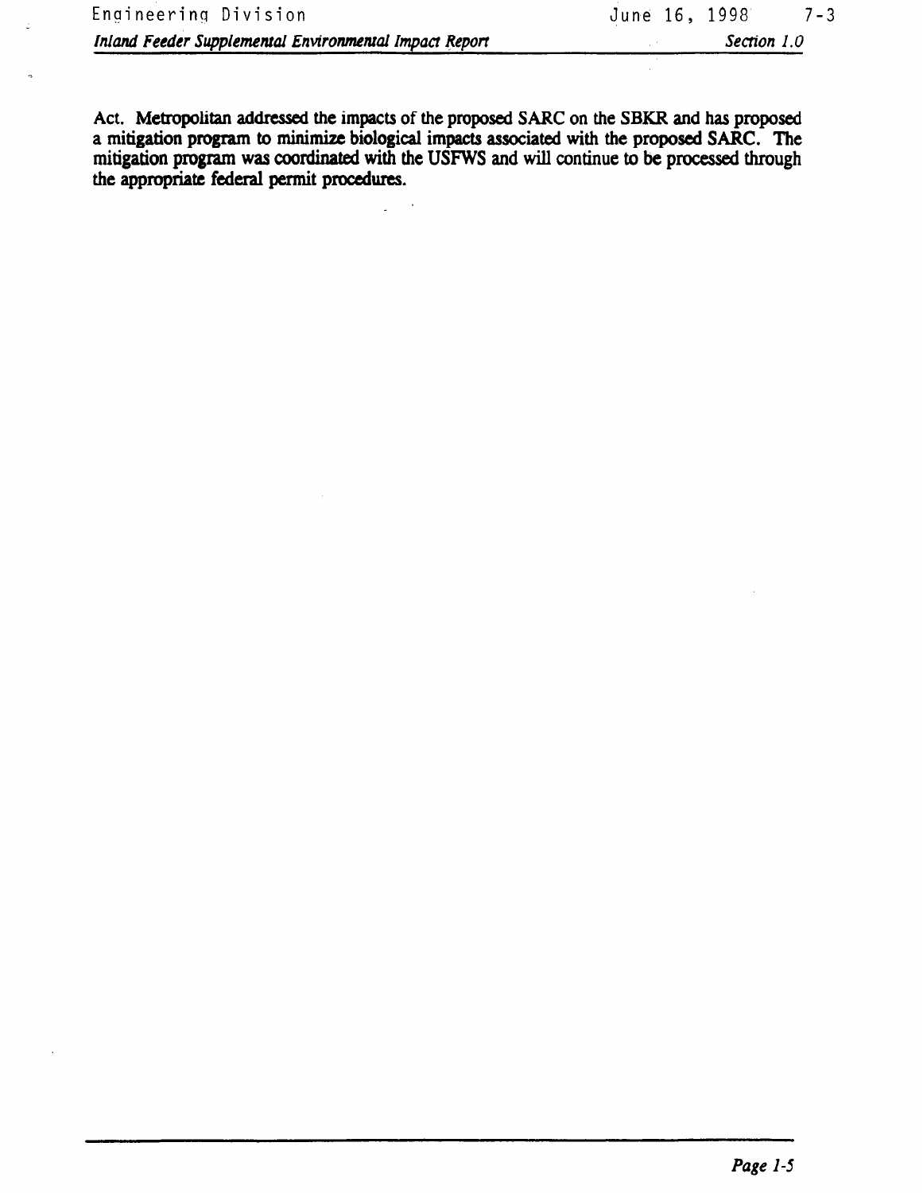Act. Metropolitan addressed the impacts of the proposed SARC on the SBKR and has proposed a mitigation program to minimize biological impacts associated with the proposed SARC. The mitigation program was coordinated with the USFWS and will continue to be processed through the appropriate federal permit procedures.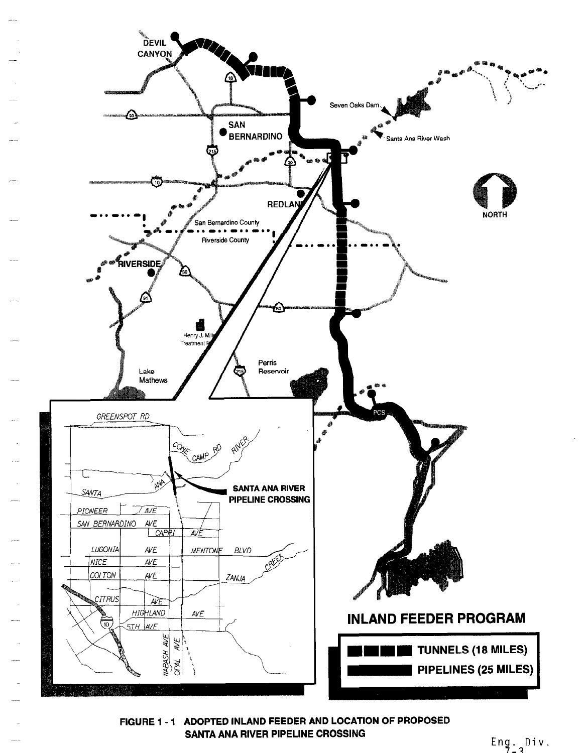DEVIL CANYON

SAN BERNARDINO

Seven Oaks Dam

Santa Ana River Wash

REDLANDS

San Bernardino County

Riverside County

RIVERSIDE

NORTH

Henry J. Mills Treatment Plant

Lake Mathews

Perris Reservoir

PCS

GREENSPOT RD

CONE CAMP RD

RIVER

SANTA ANA

SANTA ANA RIVER PIPELINE CROSSING

PIONEER AVE

SAN BERNARDINO AVE

CAPRI AVE

LUGONIA AVE

MENTONE BLVD

NICE AVE

COLTON AVE

ZANJA CREEK

CITRUS AVE

HIGHLAND AVE

5TH AVE

WABASH AVE

OPAL AVE

INLAND FEEDER PROGRAM

TUNNELS (18 MILES)

PIPELINES (25 MILES)

**FIGURE 1 - 1 ADOPTED INLAND FEEDER AND LOCATION OF PROPOSED SANTA ANA RIVER PIPELINE CROSSING**